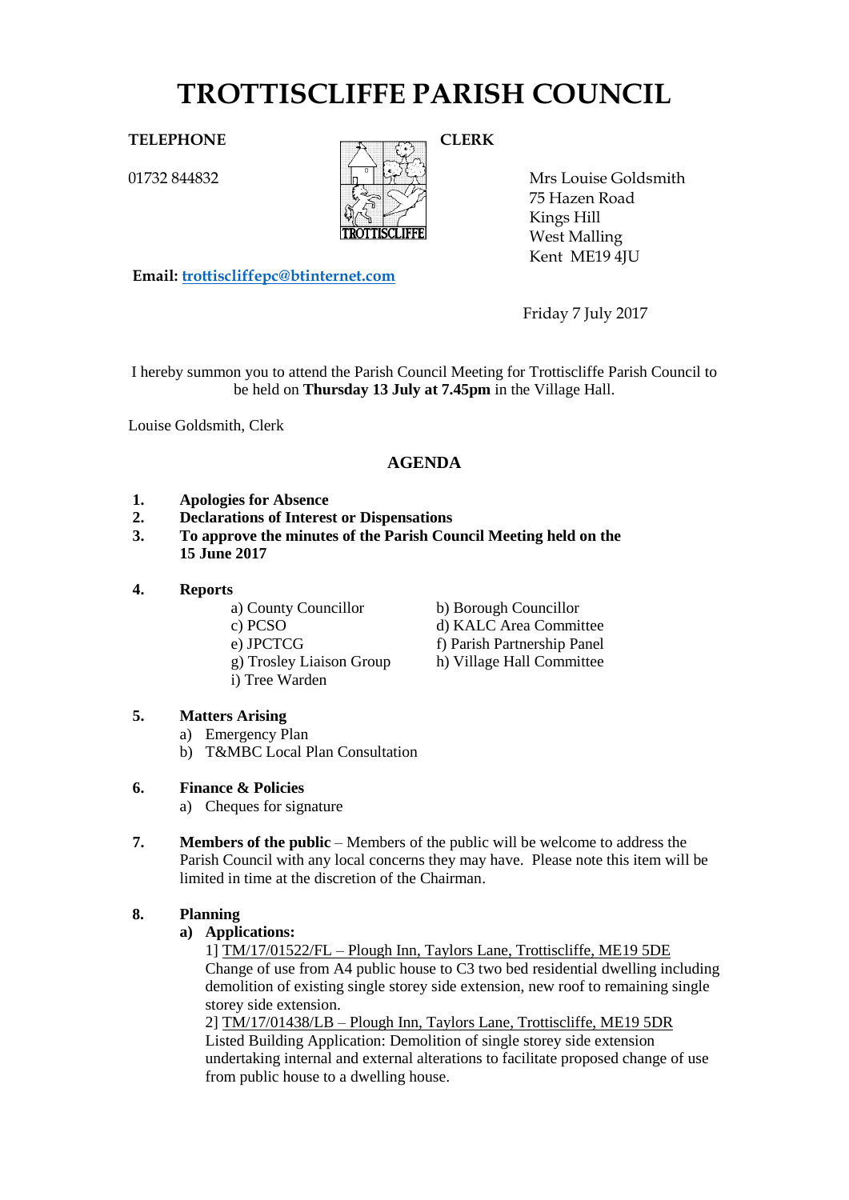# TROTTISCLIFFE PARISH COUNCIL

**TELEPHONE**

01732 844832

**CLERK**

Mrs Louise Goldsmith
75 Hazen Road
Kings Hill
West Malling
Kent ME19 4JU

**Email:** trottiscliffepc@btinternet.com

Friday 7 July 2017

I hereby summon you to attend the Parish Council Meeting for Trottiscliffe Parish Council to be held on **Thursday 13 July at 7.45pm** in the Village Hall.

Louise Goldsmith, Clerk

## AGENDA

1. **Apologies for Absence**
2. **Declarations of Interest or Dispensations**
3. **To approve the minutes of the Parish Council Meeting held on the 15 June 2017**

4. **Reports**
   - a) County Councillor
   - b) Borough Councillor
   - c) PCSO
   - d) KALC Area Committee
   - e) JPCTCG
   - f) Parish Partnership Panel
   - g) Trosley Liaison Group
   - h) Village Hall Committee
   - i) Tree Warden

5. **Matters Arising**
   - a) Emergency Plan
   - b) T&MBC Local Plan Consultation

6. **Finance & Policies**
   - a) Cheques for signature

7. **Members of the public** – Members of the public will be welcome to address the Parish Council with any local concerns they may have. Please note this item will be limited in time at the discretion of the Chairman.

8. **Planning**
   - **a) Applications:**

     1] TM/17/01522/FL – Plough Inn, Taylors Lane, Trottiscliffe, ME19 5DE
     Change of use from A4 public house to C3 two bed residential dwelling including demolition of existing single storey side extension, new roof to remaining single storey side extension.

     2] TM/17/01438/LB – Plough Inn, Taylors Lane, Trottiscliffe, ME19 5DR
     Listed Building Application: Demolition of single storey side extension undertaking internal and external alterations to facilitate proposed change of use from public house to a dwelling house.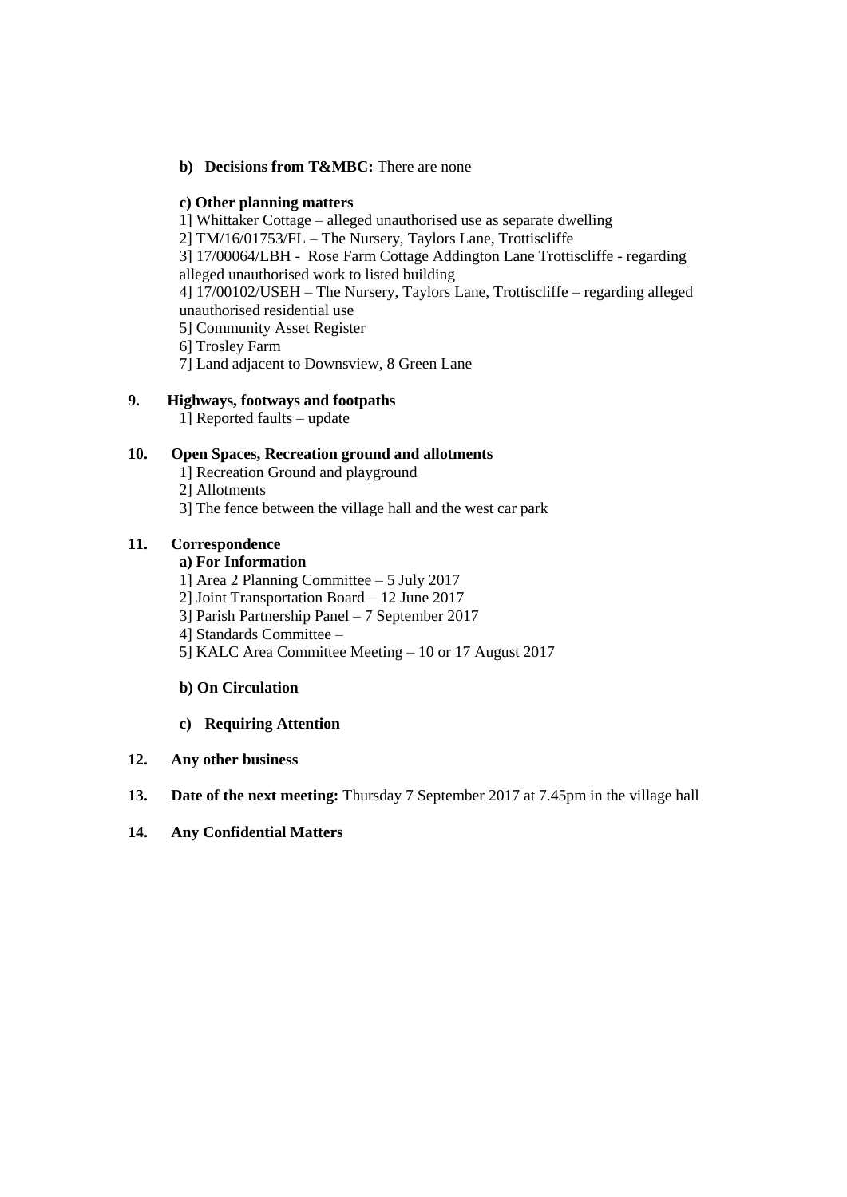**b) Decisions from T&MBC:** There are none

**c) Other planning matters**

1] Whittaker Cottage – alleged unauthorised use as separate dwelling
2] TM/16/01753/FL – The Nursery, Taylors Lane, Trottiscliffe
3] 17/00064/LBH - Rose Farm Cottage Addington Lane Trottiscliffe - regarding alleged unauthorised work to listed building
4] 17/00102/USEH – The Nursery, Taylors Lane, Trottiscliffe – regarding alleged unauthorised residential use
5] Community Asset Register
6] Trosley Farm
7] Land adjacent to Downsview, 8 Green Lane

**9. Highways, footways and footpaths**

1] Reported faults – update

**10. Open Spaces, Recreation ground and allotments**

1] Recreation Ground and playground
2] Allotments
3] The fence between the village hall and the west car park

**11. Correspondence**

**a) For Information**

1] Area 2 Planning Committee – 5 July 2017
2] Joint Transportation Board – 12 June 2017
3] Parish Partnership Panel – 7 September 2017
4] Standards Committee –
5] KALC Area Committee Meeting – 10 or 17 August 2017

**b) On Circulation**

**c) Requiring Attention**

**12. Any other business**

**13. Date of the next meeting:** Thursday 7 September 2017 at 7.45pm in the village hall

**14. Any Confidential Matters**